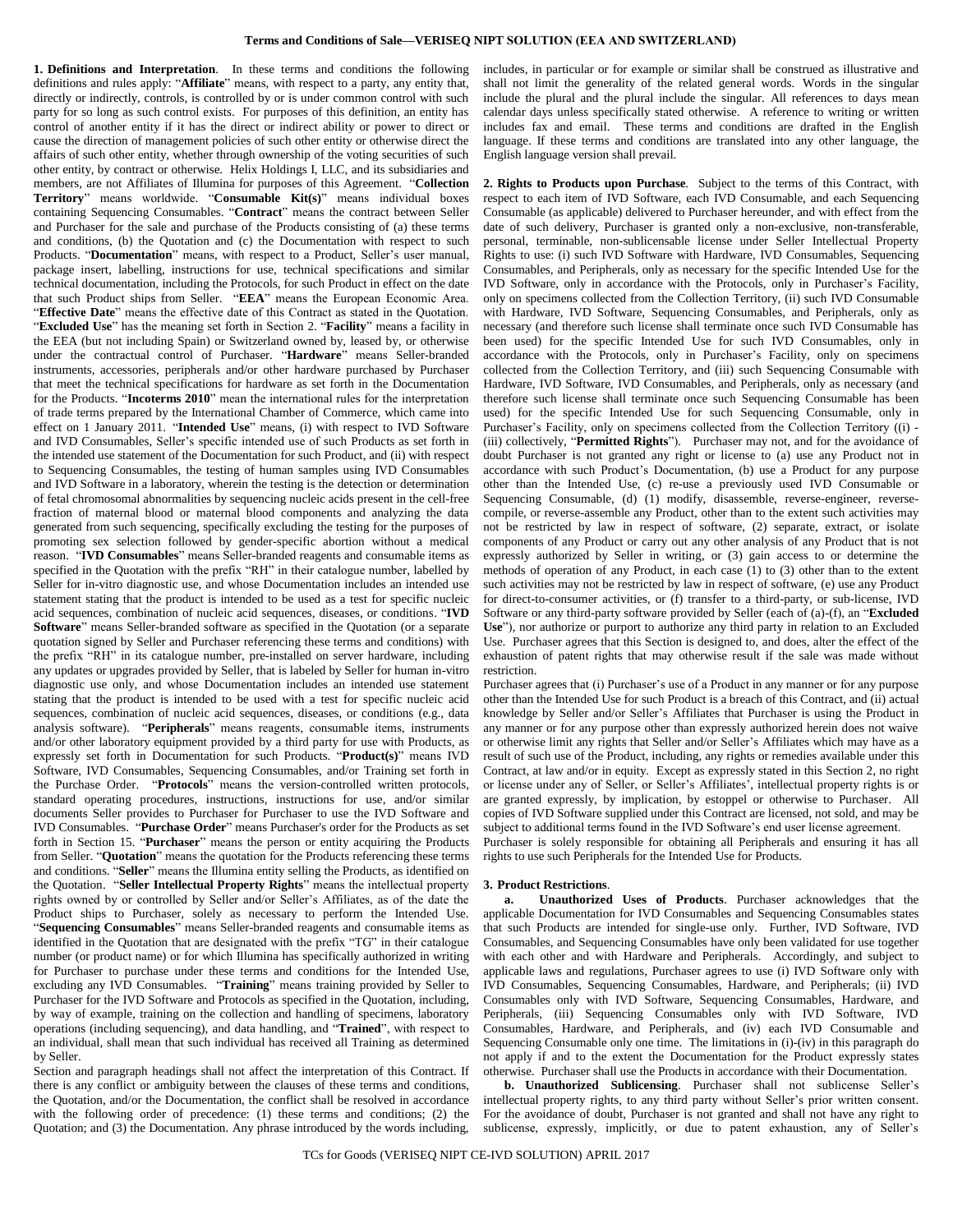# Terms and Conditions of Sale—VERISEQ NIPT SOLUTION (EEA AND SWITZERLAND)

**1. Definitions and Interpretation**. In these terms and conditions the following definitions and rules apply: "**Affiliate**" means, with respect to a party, any entity that, directly or indirectly, controls, is controlled by or is under common control with such party for so long as such control exists. For purposes of this definition, an entity has control of another entity if it has the direct or indirect ability or power to direct or cause the direction of management policies of such other entity or otherwise direct the affairs of such other entity, whether through ownership of the voting securities of such other entity, by contract or otherwise. Helix Holdings I, LLC, and its subsidiaries and members, are not Affiliates of Illumina for purposes of this Agreement. "**Collection Territory**" means worldwide. "**Consumable Kit(s)**" means individual boxes containing Sequencing Consumables. "**Contract**" means the contract between Seller and Purchaser for the sale and purchase of the Products consisting of (a) these terms and conditions, (b) the Quotation and (c) the Documentation with respect to such Products. "**Documentation**" means, with respect to a Product, Seller's user manual, package insert, labelling, instructions for use, technical specifications and similar technical documentation, including the Protocols, for such Product in effect on the date that such Product ships from Seller. "**EEA**" means the European Economic Area. "**Effective Date**" means the effective date of this Contract as stated in the Quotation. "**Excluded Use**" has the meaning set forth in Section 2. "**Facility**" means a facility in the EEA (but not including Spain) or Switzerland owned by, leased by, or otherwise under the contractual control of Purchaser. "**Hardware**" means Seller-branded instruments, accessories, peripherals and/or other hardware purchased by Purchaser that meet the technical specifications for hardware as set forth in the Documentation for the Products. "**Incoterms 2010**" mean the international rules for the interpretation of trade terms prepared by the International Chamber of Commerce, which came into effect on 1 January 2011. "**Intended Use**" means, (i) with respect to IVD Software and IVD Consumables, Seller's specific intended use of such Products as set forth in the intended use statement of the Documentation for such Product, and (ii) with respect to Sequencing Consumables, the testing of human samples using IVD Consumables and IVD Software in a laboratory, wherein the testing is the detection or determination of fetal chromosomal abnormalities by sequencing nucleic acids present in the cell-free fraction of maternal blood or maternal blood components and analyzing the data generated from such sequencing, specifically excluding the testing for the purposes of promoting sex selection followed by gender-specific abortion without a medical reason. "**IVD Consumables**" means Seller-branded reagents and consumable items as specified in the Quotation with the prefix "RH" in their catalogue number, labelled by Seller for in-vitro diagnostic use, and whose Documentation includes an intended use statement stating that the product is intended to be used as a test for specific nucleic acid sequences, combination of nucleic acid sequences, diseases, or conditions. "**IVD Software**" means Seller-branded software as specified in the Quotation (or a separate quotation signed by Seller and Purchaser referencing these terms and conditions) with the prefix "RH" in its catalogue number, pre-installed on server hardware, including any updates or upgrades provided by Seller, that is labeled by Seller for human in-vitro diagnostic use only, and whose Documentation includes an intended use statement stating that the product is intended to be used with a test for specific nucleic acid sequences, combination of nucleic acid sequences, diseases, or conditions (e.g., data analysis software). "**Peripherals**" means reagents, consumable items, instruments and/or other laboratory equipment provided by a third party for use with Products, as expressly set forth in Documentation for such Products. "**Product(s)**" means IVD Software, IVD Consumables, Sequencing Consumables, and/or Training set forth in the Purchase Order. "**Protocols**" means the version-controlled written protocols, standard operating procedures, instructions, instructions for use, and/or similar documents Seller provides to Purchaser for Purchaser to use the IVD Software and IVD Consumables. "**Purchase Order**" means Purchaser's order for the Products as set forth in Section 15. "**Purchaser**" means the person or entity acquiring the Products from Seller. "**Quotation**" means the quotation for the Products referencing these terms and conditions. "**Seller**" means the Illumina entity selling the Products, as identified on the Quotation. "**Seller Intellectual Property Rights**" means the intellectual property rights owned by or controlled by Seller and/or Seller's Affiliates, as of the date the Product ships to Purchaser, solely as necessary to perform the Intended Use. "**Sequencing Consumables**" means Seller-branded reagents and consumable items as identified in the Quotation that are designated with the prefix "TG" in their catalogue number (or product name) or for which Illumina has specifically authorized in writing for Purchaser to purchase under these terms and conditions for the Intended Use, excluding any IVD Consumables. "**Training**" means training provided by Seller to Purchaser for the IVD Software and Protocols as specified in the Quotation, including, by way of example, training on the collection and handling of specimens, laboratory operations (including sequencing), and data handling, and "**Trained**", with respect to an individual, shall mean that such individual has received all Training as determined by Seller.

Section and paragraph headings shall not affect the interpretation of this Contract. If there is any conflict or ambiguity between the clauses of these terms and conditions, the Quotation, and/or the Documentation, the conflict shall be resolved in accordance with the following order of precedence: (1) these terms and conditions; (2) the Quotation; and (3) the Documentation. Any phrase introduced by the words including, includes, in particular or for example or similar shall be construed as illustrative and shall not limit the generality of the related general words. Words in the singular include the plural and the plural include the singular. All references to days mean calendar days unless specifically stated otherwise. A reference to writing or written includes fax and email. These terms and conditions are drafted in the English language. If these terms and conditions are translated into any other language, the English language version shall prevail.

**2. Rights to Products upon Purchase**. Subject to the terms of this Contract, with respect to each item of IVD Software, each IVD Consumable, and each Sequencing Consumable (as applicable) delivered to Purchaser hereunder, and with effect from the date of such delivery, Purchaser is granted only a non-exclusive, non-transferable, personal, terminable, non-sublicensable license under Seller Intellectual Property Rights to use: (i) such IVD Software with Hardware, IVD Consumables, Sequencing Consumables, and Peripherals, only as necessary for the specific Intended Use for the IVD Software, only in accordance with the Protocols, only in Purchaser's Facility, only on specimens collected from the Collection Territory, (ii) such IVD Consumable with Hardware, IVD Software, Sequencing Consumables, and Peripherals, only as necessary (and therefore such license shall terminate once such IVD Consumable has been used) for the specific Intended Use for such IVD Consumables, only in accordance with the Protocols, only in Purchaser's Facility, only on specimens collected from the Collection Territory, and (iii) such Sequencing Consumable with Hardware, IVD Software, IVD Consumables, and Peripherals, only as necessary (and therefore such license shall terminate once such Sequencing Consumable has been used) for the specific Intended Use for such Sequencing Consumable, only in Purchaser's Facility, only on specimens collected from the Collection Territory ((i) - (iii) collectively, "**Permitted Rights**"). Purchaser may not, and for the avoidance of doubt Purchaser is not granted any right or license to (a) use any Product not in accordance with such Product's Documentation, (b) use a Product for any purpose other than the Intended Use, (c) re-use a previously used IVD Consumable or Sequencing Consumable, (d) (1) modify, disassemble, reverse-engineer, reverse-compile, or reverse-assemble any Product, other than to the extent such activities may not be restricted by law in respect of software, (2) separate, extract, or isolate components of any Product or carry out any other analysis of any Product that is not expressly authorized by Seller in writing, or (3) gain access to or determine the methods of operation of any Product, in each case (1) to (3) other than to the extent such activities may not be restricted by law in respect of software, (e) use any Product for direct-to-consumer activities, or (f) transfer to a third-party, or sub-license, IVD Software or any third-party software provided by Seller (each of (a)-(f), an "**Excluded Use**"), nor authorize or purport to authorize any third party in relation to an Excluded Use. Purchaser agrees that this Section is designed to, and does, alter the effect of the exhaustion of patent rights that may otherwise result if the sale was made without restriction.

Purchaser agrees that (i) Purchaser's use of a Product in any manner or for any purpose other than the Intended Use for such Product is a breach of this Contract, and (ii) actual knowledge by Seller and/or Seller's Affiliates that Purchaser is using the Product in any manner or for any purpose other than expressly authorized herein does not waive or otherwise limit any rights that Seller and/or Seller's Affiliates which may have as a result of such use of the Product, including, any rights or remedies available under this Contract, at law and/or in equity. Except as expressly stated in this Section 2, no right or license under any of Seller, or Seller's Affiliates', intellectual property rights is or are granted expressly, by implication, by estoppel or otherwise to Purchaser. All copies of IVD Software supplied under this Contract are licensed, not sold, and may be subject to additional terms found in the IVD Software's end user license agreement.

Purchaser is solely responsible for obtaining all Peripherals and ensuring it has all rights to use such Peripherals for the Intended Use for Products.

**3. Product Restrictions**.

**a. Unauthorized Uses of Products**. Purchaser acknowledges that the applicable Documentation for IVD Consumables and Sequencing Consumables states that such Products are intended for single-use only. Further, IVD Software, IVD Consumables, and Sequencing Consumables have only been validated for use together with each other and with Hardware and Peripherals. Accordingly, and subject to applicable laws and regulations, Purchaser agrees to use (i) IVD Software only with IVD Consumables, Sequencing Consumables, Hardware, and Peripherals; (ii) IVD Consumables only with IVD Software, Sequencing Consumables, Hardware, and Peripherals, (iii) Sequencing Consumables only with IVD Software, IVD Consumables, Hardware, and Peripherals, and (iv) each IVD Consumable and Sequencing Consumable only one time. The limitations in (i)-(iv) in this paragraph do not apply if and to the extent the Documentation for the Product expressly states otherwise. Purchaser shall use the Products in accordance with their Documentation.

**b. Unauthorized Sublicensing**. Purchaser shall not sublicense Seller's intellectual property rights, to any third party without Seller's prior written consent. For the avoidance of doubt, Purchaser is not granted and shall not have any right to sublicense, expressly, implicitly, or due to patent exhaustion, any of Seller's

TCs for Goods (VERISEQ NIPT CE-IVD SOLUTION) APRIL 2017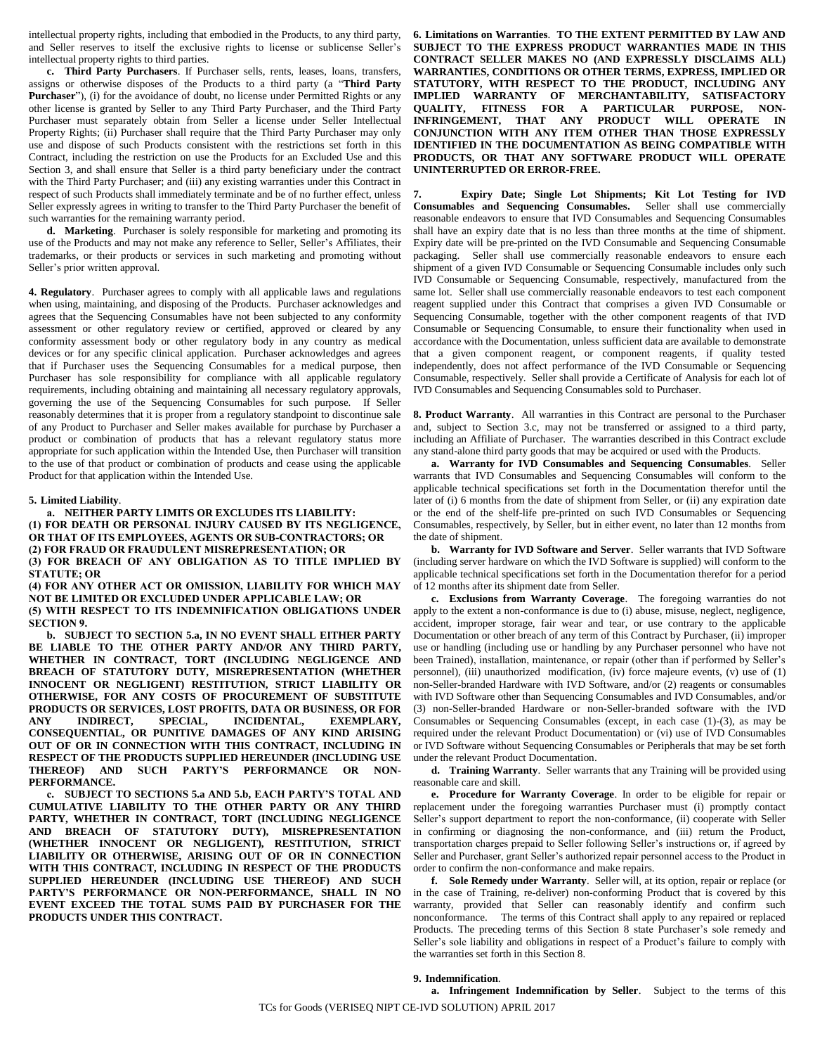intellectual property rights, including that embodied in the Products, to any third party, and Seller reserves to itself the exclusive rights to license or sublicense Seller's intellectual property rights to third parties.

**c. Third Party Purchasers**. If Purchaser sells, rents, leases, loans, transfers, assigns or otherwise disposes of the Products to a third party (a "**Third Party Purchaser**"), (i) for the avoidance of doubt, no license under Permitted Rights or any other license is granted by Seller to any Third Party Purchaser, and the Third Party Purchaser must separately obtain from Seller a license under Seller Intellectual Property Rights; (ii) Purchaser shall require that the Third Party Purchaser may only use and dispose of such Products consistent with the restrictions set forth in this Contract, including the restriction on use the Products for an Excluded Use and this Section 3, and shall ensure that Seller is a third party beneficiary under the contract with the Third Party Purchaser; and (iii) any existing warranties under this Contract in respect of such Products shall immediately terminate and be of no further effect, unless Seller expressly agrees in writing to transfer to the Third Party Purchaser the benefit of such warranties for the remaining warranty period.

**d. Marketing**. Purchaser is solely responsible for marketing and promoting its use of the Products and may not make any reference to Seller, Seller's Affiliates, their trademarks, or their products or services in such marketing and promoting without Seller's prior written approval.

**4. Regulatory**. Purchaser agrees to comply with all applicable laws and regulations when using, maintaining, and disposing of the Products. Purchaser acknowledges and agrees that the Sequencing Consumables have not been subjected to any conformity assessment or other regulatory review or certified, approved or cleared by any conformity assessment body or other regulatory body in any country as medical devices or for any specific clinical application. Purchaser acknowledges and agrees that if Purchaser uses the Sequencing Consumables for a medical purpose, then Purchaser has sole responsibility for compliance with all applicable regulatory requirements, including obtaining and maintaining all necessary regulatory approvals, governing the use of the Sequencing Consumables for such purpose. If Seller reasonably determines that it is proper from a regulatory standpoint to discontinue sale of any Product to Purchaser and Seller makes available for purchase by Purchaser a product or combination of products that has a relevant regulatory status more appropriate for such application within the Intended Use, then Purchaser will transition to the use of that product or combination of products and cease using the applicable Product for that application within the Intended Use.

**5. Limited Liability**.

**a. NEITHER PARTY LIMITS OR EXCLUDES ITS LIABILITY:**
**(1) FOR DEATH OR PERSONAL INJURY CAUSED BY ITS NEGLIGENCE, OR THAT OF ITS EMPLOYEES, AGENTS OR SUB-CONTRACTORS; OR**
**(2) FOR FRAUD OR FRAUDULENT MISREPRESENTATION; OR**
**(3) FOR BREACH OF ANY OBLIGATION AS TO TITLE IMPLIED BY STATUTE; OR**
**(4) FOR ANY OTHER ACT OR OMISSION, LIABILITY FOR WHICH MAY NOT BE LIMITED OR EXCLUDED UNDER APPLICABLE LAW; OR**
**(5) WITH RESPECT TO ITS INDEMNIFICATION OBLIGATIONS UNDER SECTION 9.**

**b. SUBJECT TO SECTION 5.a, IN NO EVENT SHALL EITHER PARTY BE LIABLE TO THE OTHER PARTY AND/OR ANY THIRD PARTY, WHETHER IN CONTRACT, TORT (INCLUDING NEGLIGENCE AND BREACH OF STATUTORY DUTY, MISREPRESENTATION (WHETHER INNOCENT OR NEGLIGENT) RESTITUTION, STRICT LIABILITY OR OTHERWISE, FOR ANY COSTS OF PROCUREMENT OF SUBSTITUTE PRODUCTS OR SERVICES, LOST PROFITS, DATA OR BUSINESS, OR FOR ANY INDIRECT, SPECIAL, INCIDENTAL, EXEMPLARY, CONSEQUENTIAL, OR PUNITIVE DAMAGES OF ANY KIND ARISING OUT OF OR IN CONNECTION WITH THIS CONTRACT, INCLUDING IN RESPECT OF THE PRODUCTS SUPPLIED HEREUNDER (INCLUDING USE THEREOF) AND SUCH PARTY'S PERFORMANCE OR NON-PERFORMANCE.**

**c. SUBJECT TO SECTIONS 5.a AND 5.b, EACH PARTY'S TOTAL AND CUMULATIVE LIABILITY TO THE OTHER PARTY OR ANY THIRD PARTY, WHETHER IN CONTRACT, TORT (INCLUDING NEGLIGENCE AND BREACH OF STATUTORY DUTY), MISREPRESENTATION (WHETHER INNOCENT OR NEGLIGENT), RESTITUTION, STRICT LIABILITY OR OTHERWISE, ARISING OUT OF OR IN CONNECTION WITH THIS CONTRACT, INCLUDING IN RESPECT OF THE PRODUCTS SUPPLIED HEREUNDER (INCLUDING USE THEREOF) AND SUCH PARTY'S PERFORMANCE OR NON-PERFORMANCE, SHALL IN NO EVENT EXCEED THE TOTAL SUMS PAID BY PURCHASER FOR THE PRODUCTS UNDER THIS CONTRACT.**

**6. Limitations on Warranties**. **TO THE EXTENT PERMITTED BY LAW AND SUBJECT TO THE EXPRESS PRODUCT WARRANTIES MADE IN THIS CONTRACT SELLER MAKES NO (AND EXPRESSLY DISCLAIMS ALL) WARRANTIES, CONDITIONS OR OTHER TERMS, EXPRESS, IMPLIED OR STATUTORY, WITH RESPECT TO THE PRODUCT, INCLUDING ANY IMPLIED WARRANTY OF MERCHANTABILITY, SATISFACTORY QUALITY, FITNESS FOR A PARTICULAR PURPOSE, NON-INFRINGEMENT, THAT ANY PRODUCT WILL OPERATE IN CONJUNCTION WITH ANY ITEM OTHER THAN THOSE EXPRESSLY IDENTIFIED IN THE DOCUMENTATION AS BEING COMPATIBLE WITH PRODUCTS, OR THAT ANY SOFTWARE PRODUCT WILL OPERATE UNINTERRUPTED OR ERROR-FREE.**

**7. Expiry Date; Single Lot Shipments; Kit Lot Testing for IVD Consumables and Sequencing Consumables.** Seller shall use commercially reasonable endeavors to ensure that IVD Consumables and Sequencing Consumables shall have an expiry date that is no less than three months at the time of shipment. Expiry date will be pre-printed on the IVD Consumable and Sequencing Consumable packaging. Seller shall use commercially reasonable endeavors to ensure each shipment of a given IVD Consumable or Sequencing Consumable includes only such IVD Consumable or Sequencing Consumable, respectively, manufactured from the same lot. Seller shall use commercially reasonable endeavors to test each component reagent supplied under this Contract that comprises a given IVD Consumable or Sequencing Consumable, together with the other component reagents of that IVD Consumable or Sequencing Consumable, to ensure their functionality when used in accordance with the Documentation, unless sufficient data are available to demonstrate that a given component reagent, or component reagents, if quality tested independently, does not affect performance of the IVD Consumable or Sequencing Consumable, respectively. Seller shall provide a Certificate of Analysis for each lot of IVD Consumables and Sequencing Consumables sold to Purchaser.

**8. Product Warranty**. All warranties in this Contract are personal to the Purchaser and, subject to Section 3.c, may not be transferred or assigned to a third party, including an Affiliate of Purchaser. The warranties described in this Contract exclude any stand-alone third party goods that may be acquired or used with the Products.

**a. Warranty for IVD Consumables and Sequencing Consumables**. Seller warrants that IVD Consumables and Sequencing Consumables will conform to the applicable technical specifications set forth in the Documentation therefor until the later of (i) 6 months from the date of shipment from Seller, or (ii) any expiration date or the end of the shelf-life pre-printed on such IVD Consumables or Sequencing Consumables, respectively, by Seller, but in either event, no later than 12 months from the date of shipment.

**b. Warranty for IVD Software and Server**. Seller warrants that IVD Software (including server hardware on which the IVD Software is supplied) will conform to the applicable technical specifications set forth in the Documentation therefor for a period of 12 months after its shipment date from Seller.

**c. Exclusions from Warranty Coverage**. The foregoing warranties do not apply to the extent a non-conformance is due to (i) abuse, misuse, neglect, negligence, accident, improper storage, fair wear and tear, or use contrary to the applicable Documentation or other breach of any term of this Contract by Purchaser, (ii) improper use or handling (including use or handling by any Purchaser personnel who have not been Trained), installation, maintenance, or repair (other than if performed by Seller's personnel), (iii) unauthorized modification, (iv) force majeure events, (v) use of (1) non-Seller-branded Hardware with IVD Software, and/or (2) reagents or consumables with IVD Software other than Sequencing Consumables and IVD Consumables, and/or (3) non-Seller-branded Hardware or non-Seller-branded software with the IVD Consumables or Sequencing Consumables (except, in each case (1)-(3), as may be required under the relevant Product Documentation) or (vi) use of IVD Consumables or IVD Software without Sequencing Consumables or Peripherals that may be set forth under the relevant Product Documentation.

**d. Training Warranty**. Seller warrants that any Training will be provided using reasonable care and skill.

**e. Procedure for Warranty Coverage**. In order to be eligible for repair or replacement under the foregoing warranties Purchaser must (i) promptly contact Seller's support department to report the non-conformance, (ii) cooperate with Seller in confirming or diagnosing the non-conformance, and (iii) return the Product, transportation charges prepaid to Seller following Seller's instructions or, if agreed by Seller and Purchaser, grant Seller's authorized repair personnel access to the Product in order to confirm the non-conformance and make repairs.

**f. Sole Remedy under Warranty**. Seller will, at its option, repair or replace (or in the case of Training, re-deliver) non-conforming Product that is covered by this warranty, provided that Seller can reasonably identify and confirm such nonconformance. The terms of this Contract shall apply to any repaired or replaced Products. The preceding terms of this Section 8 state Purchaser's sole remedy and Seller's sole liability and obligations in respect of a Product's failure to comply with the warranties set forth in this Section 8.

**9. Indemnification**.

**a. Infringement Indemnification by Seller**. Subject to the terms of this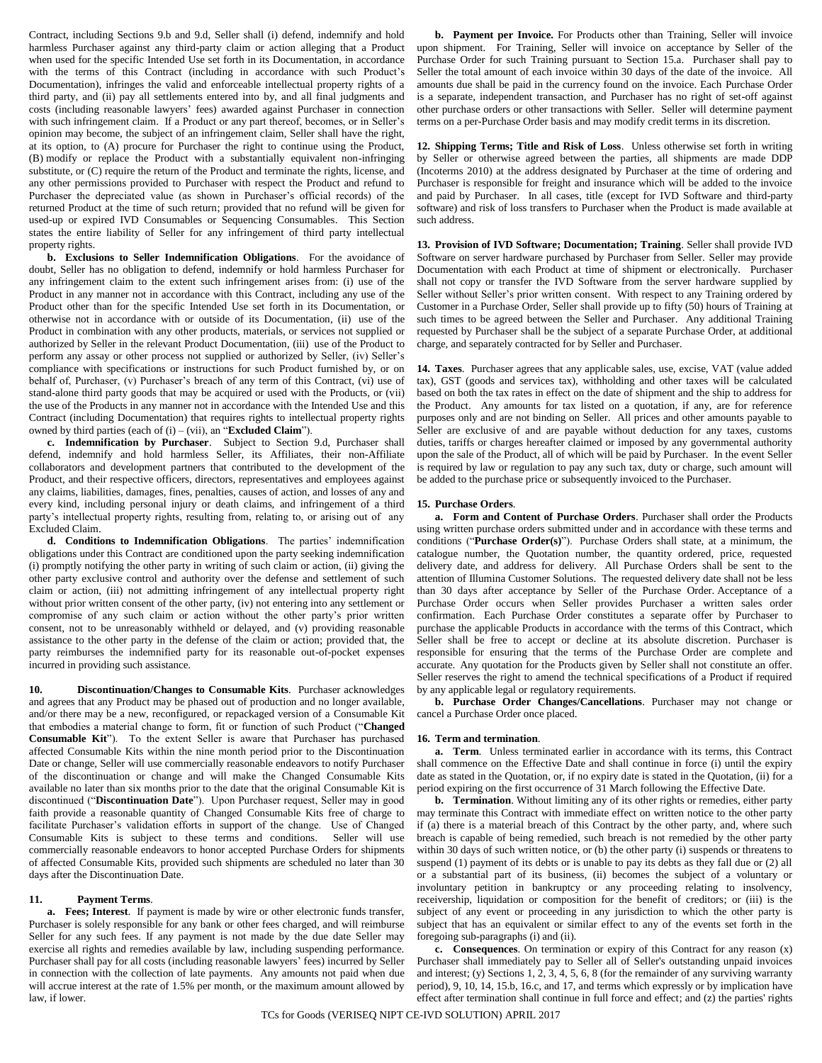Contract, including Sections 9.b and 9.d, Seller shall (i) defend, indemnify and hold harmless Purchaser against any third-party claim or action alleging that a Product when used for the specific Intended Use set forth in its Documentation, in accordance with the terms of this Contract (including in accordance with such Product's Documentation), infringes the valid and enforceable intellectual property rights of a third party, and (ii) pay all settlements entered into by, and all final judgments and costs (including reasonable lawyers' fees) awarded against Purchaser in connection with such infringement claim. If a Product or any part thereof, becomes, or in Seller's opinion may become, the subject of an infringement claim, Seller shall have the right, at its option, to (A) procure for Purchaser the right to continue using the Product, (B) modify or replace the Product with a substantially equivalent non-infringing substitute, or (C) require the return of the Product and terminate the rights, license, and any other permissions provided to Purchaser with respect the Product and refund to Purchaser the depreciated value (as shown in Purchaser's official records) of the returned Product at the time of such return; provided that no refund will be given for used-up or expired IVD Consumables or Sequencing Consumables. This Section states the entire liability of Seller for any infringement of third party intellectual property rights.

**b. Exclusions to Seller Indemnification Obligations**. For the avoidance of doubt, Seller has no obligation to defend, indemnify or hold harmless Purchaser for any infringement claim to the extent such infringement arises from: (i) use of the Product in any manner not in accordance with this Contract, including any use of the Product other than for the specific Intended Use set forth in its Documentation, or otherwise not in accordance with or outside of its Documentation, (ii) use of the Product in combination with any other products, materials, or services not supplied or authorized by Seller in the relevant Product Documentation, (iii) use of the Product to perform any assay or other process not supplied or authorized by Seller, (iv) Seller's compliance with specifications or instructions for such Product furnished by, or on behalf of, Purchaser, (v) Purchaser's breach of any term of this Contract, (vi) use of stand-alone third party goods that may be acquired or used with the Products, or (vii) the use of the Products in any manner not in accordance with the Intended Use and this Contract (including Documentation) that requires rights to intellectual property rights owned by third parties (each of (i) – (vii), an "**Excluded Claim**").

**c. Indemnification by Purchaser**. Subject to Section 9.d, Purchaser shall defend, indemnify and hold harmless Seller, its Affiliates, their non-Affiliate collaborators and development partners that contributed to the development of the Product, and their respective officers, directors, representatives and employees against any claims, liabilities, damages, fines, penalties, causes of action, and losses of any and every kind, including personal injury or death claims, and infringement of a third party's intellectual property rights, resulting from, relating to, or arising out of any Excluded Claim.

**d. Conditions to Indemnification Obligations**. The parties' indemnification obligations under this Contract are conditioned upon the party seeking indemnification (i) promptly notifying the other party in writing of such claim or action, (ii) giving the other party exclusive control and authority over the defense and settlement of such claim or action, (iii) not admitting infringement of any intellectual property right without prior written consent of the other party, (iv) not entering into any settlement or compromise of any such claim or action without the other party's prior written consent, not to be unreasonably withheld or delayed, and (v) providing reasonable assistance to the other party in the defense of the claim or action; provided that, the party reimburses the indemnified party for its reasonable out-of-pocket expenses incurred in providing such assistance.

**10. Discontinuation/Changes to Consumable Kits**. Purchaser acknowledges and agrees that any Product may be phased out of production and no longer available, and/or there may be a new, reconfigured, or repackaged version of a Consumable Kit that embodies a material change to form, fit or function of such Product ("**Changed Consumable Kit**"). To the extent Seller is aware that Purchaser has purchased affected Consumable Kits within the nine month period prior to the Discontinuation Date or change, Seller will use commercially reasonable endeavors to notify Purchaser of the discontinuation or change and will make the Changed Consumable Kits available no later than six months prior to the date that the original Consumable Kit is discontinued ("**Discontinuation Date**"). Upon Purchaser request, Seller may in good faith provide a reasonable quantity of Changed Consumable Kits free of charge to facilitate Purchaser's validation efforts in support of the change. Use of Changed Consumable Kits is subject to these terms and conditions. Seller will use commercially reasonable endeavors to honor accepted Purchase Orders for shipments of affected Consumable Kits, provided such shipments are scheduled no later than 30 days after the Discontinuation Date.

**11. Payment Terms**.

**a. Fees; Interest**. If payment is made by wire or other electronic funds transfer, Purchaser is solely responsible for any bank or other fees charged, and will reimburse Seller for any such fees. If any payment is not made by the due date Seller may exercise all rights and remedies available by law, including suspending performance. Purchaser shall pay for all costs (including reasonable lawyers' fees) incurred by Seller in connection with the collection of late payments. Any amounts not paid when due will accrue interest at the rate of 1.5% per month, or the maximum amount allowed by law, if lower.

**b. Payment per Invoice.** For Products other than Training, Seller will invoice upon shipment. For Training, Seller will invoice on acceptance by Seller of the Purchase Order for such Training pursuant to Section 15.a. Purchaser shall pay to Seller the total amount of each invoice within 30 days of the date of the invoice. All amounts due shall be paid in the currency found on the invoice. Each Purchase Order is a separate, independent transaction, and Purchaser has no right of set-off against other purchase orders or other transactions with Seller. Seller will determine payment terms on a per-Purchase Order basis and may modify credit terms in its discretion.

**12. Shipping Terms; Title and Risk of Loss**. Unless otherwise set forth in writing by Seller or otherwise agreed between the parties, all shipments are made DDP (Incoterms 2010) at the address designated by Purchaser at the time of ordering and Purchaser is responsible for freight and insurance which will be added to the invoice and paid by Purchaser. In all cases, title (except for IVD Software and third-party software) and risk of loss transfers to Purchaser when the Product is made available at such address.

**13. Provision of IVD Software; Documentation; Training**. Seller shall provide IVD Software on server hardware purchased by Purchaser from Seller. Seller may provide Documentation with each Product at time of shipment or electronically. Purchaser shall not copy or transfer the IVD Software from the server hardware supplied by Seller without Seller's prior written consent. With respect to any Training ordered by Customer in a Purchase Order, Seller shall provide up to fifty (50) hours of Training at such times to be agreed between the Seller and Purchaser. Any additional Training requested by Purchaser shall be the subject of a separate Purchase Order, at additional charge, and separately contracted for by Seller and Purchaser.

**14. Taxes**. Purchaser agrees that any applicable sales, use, excise, VAT (value added tax), GST (goods and services tax), withholding and other taxes will be calculated based on both the tax rates in effect on the date of shipment and the ship to address for the Product. Any amounts for tax listed on a quotation, if any, are for reference purposes only and are not binding on Seller. All prices and other amounts payable to Seller are exclusive of and are payable without deduction for any taxes, customs duties, tariffs or charges hereafter claimed or imposed by any governmental authority upon the sale of the Product, all of which will be paid by Purchaser. In the event Seller is required by law or regulation to pay any such tax, duty or charge, such amount will be added to the purchase price or subsequently invoiced to the Purchaser.

**15. Purchase Orders**.

**a. Form and Content of Purchase Orders**. Purchaser shall order the Products using written purchase orders submitted under and in accordance with these terms and conditions ("**Purchase Order(s)**"). Purchase Orders shall state, at a minimum, the catalogue number, the Quotation number, the quantity ordered, price, requested delivery date, and address for delivery. All Purchase Orders shall be sent to the attention of Illumina Customer Solutions. The requested delivery date shall not be less than 30 days after acceptance by Seller of the Purchase Order. Acceptance of a Purchase Order occurs when Seller provides Purchaser a written sales order confirmation. Each Purchase Order constitutes a separate offer by Purchaser to purchase the applicable Products in accordance with the terms of this Contract, which Seller shall be free to accept or decline at its absolute discretion. Purchaser is responsible for ensuring that the terms of the Purchase Order are complete and accurate. Any quotation for the Products given by Seller shall not constitute an offer. Seller reserves the right to amend the technical specifications of a Product if required by any applicable legal or regulatory requirements.

**b. Purchase Order Changes/Cancellations**. Purchaser may not change or cancel a Purchase Order once placed.

**16. Term and termination**.

**a. Term**. Unless terminated earlier in accordance with its terms, this Contract shall commence on the Effective Date and shall continue in force (i) until the expiry date as stated in the Quotation, or, if no expiry date is stated in the Quotation, (ii) for a period expiring on the first occurrence of 31 March following the Effective Date.

**b. Termination**. Without limiting any of its other rights or remedies, either party may terminate this Contract with immediate effect on written notice to the other party if (a) there is a material breach of this Contract by the other party, and, where such breach is capable of being remedied, such breach is not remedied by the other party within 30 days of such written notice, or (b) the other party (i) suspends or threatens to suspend (1) payment of its debts or is unable to pay its debts as they fall due or (2) all or a substantial part of its business, (ii) becomes the subject of a voluntary or involuntary petition in bankruptcy or any proceeding relating to insolvency, receivership, liquidation or composition for the benefit of creditors; or (iii) is the subject of any event or proceeding in any jurisdiction to which the other party is subject that has an equivalent or similar effect to any of the events set forth in the foregoing sub-paragraphs (i) and (ii).

**c. Consequences**. On termination or expiry of this Contract for any reason (x) Purchaser shall immediately pay to Seller all of Seller's outstanding unpaid invoices and interest; (y) Sections 1, 2, 3, 4, 5, 6, 8 (for the remainder of any surviving warranty period), 9, 10, 14, 15.b, 16.c, and 17, and terms which expressly or by implication have effect after termination shall continue in full force and effect; and (z) the parties' rights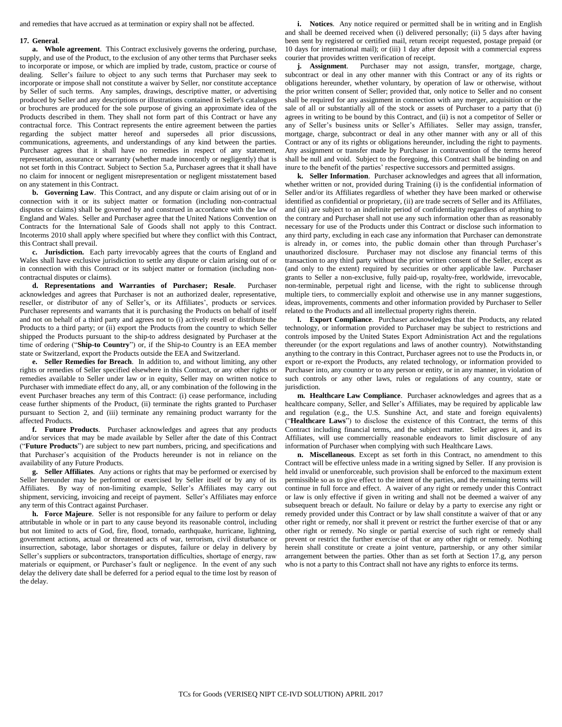and remedies that have accrued as at termination or expiry shall not be affected.

**17. General**.

**a. Whole agreement**. This Contract exclusively governs the ordering, purchase, supply, and use of the Product, to the exclusion of any other terms that Purchaser seeks to incorporate or impose, or which are implied by trade, custom, practice or course of dealing. Seller's failure to object to any such terms that Purchaser may seek to incorporate or impose shall not constitute a waiver by Seller, nor constitute acceptance by Seller of such terms. Any samples, drawings, descriptive matter, or advertising produced by Seller and any descriptions or illustrations contained in Seller's catalogues or brochures are produced for the sole purpose of giving an approximate idea of the Products described in them. They shall not form part of this Contract or have any contractual force. This Contract represents the entire agreement between the parties regarding the subject matter hereof and supersedes all prior discussions, communications, agreements, and understandings of any kind between the parties. Purchaser agrees that it shall have no remedies in respect of any statement, representation, assurance or warranty (whether made innocently or negligently) that is not set forth in this Contract. Subject to Section 5.a, Purchaser agrees that it shall have no claim for innocent or negligent misrepresentation or negligent misstatement based on any statement in this Contract.

**b. Governing Law**. This Contract, and any dispute or claim arising out of or in connection with it or its subject matter or formation (including non-contractual disputes or claims) shall be governed by and construed in accordance with the law of England and Wales. Seller and Purchaser agree that the United Nations Convention on Contracts for the International Sale of Goods shall not apply to this Contract. Incoterms 2010 shall apply where specified but where they conflict with this Contract, this Contract shall prevail.

**c. Jurisdiction.** Each party irrevocably agrees that the courts of England and Wales shall have exclusive jurisdiction to settle any dispute or claim arising out of or in connection with this Contract or its subject matter or formation (including non-contractual disputes or claims).

**d. Representations and Warranties of Purchaser; Resale**. Purchaser acknowledges and agrees that Purchaser is not an authorized dealer, representative, reseller, or distributor of any of Seller's, or its Affiliates', products or services. Purchaser represents and warrants that it is purchasing the Products on behalf of itself and not on behalf of a third party and agrees not to (i) actively resell or distribute the Products to a third party; or (ii) export the Products from the country to which Seller shipped the Products pursuant to the ship-to address designated by Purchaser at the time of ordering ("**Ship-to Country**") or, if the Ship-to Country is an EEA member state or Switzerland, export the Products outside the EEA and Switzerland.

**e. Seller Remedies for Breach**. In addition to, and without limiting, any other rights or remedies of Seller specified elsewhere in this Contract, or any other rights or remedies available to Seller under law or in equity, Seller may on written notice to Purchaser with immediate effect do any, all, or any combination of the following in the event Purchaser breaches any term of this Contract: (i) cease performance, including cease further shipments of the Product, (ii) terminate the rights granted to Purchaser pursuant to Section 2, and (iii) terminate any remaining product warranty for the affected Products.

**f. Future Products**. Purchaser acknowledges and agrees that any products and/or services that may be made available by Seller after the date of this Contract ("**Future Products**") are subject to new part numbers, pricing, and specifications and that Purchaser's acquisition of the Products hereunder is not in reliance on the availability of any Future Products.

**g. Seller Affiliates**. Any actions or rights that may be performed or exercised by Seller hereunder may be performed or exercised by Seller itself or by any of its Affiliates. By way of non-limiting example, Seller's Affiliates may carry out shipment, servicing, invoicing and receipt of payment. Seller's Affiliates may enforce any term of this Contract against Purchaser.

**h. Force Majeure**. Seller is not responsible for any failure to perform or delay attributable in whole or in part to any cause beyond its reasonable control, including but not limited to acts of God, fire, flood, tornado, earthquake, hurricane, lightning, government actions, actual or threatened acts of war, terrorism, civil disturbance or insurrection, sabotage, labor shortages or disputes, failure or delay in delivery by Seller's suppliers or subcontractors, transportation difficulties, shortage of energy, raw materials or equipment, or Purchaser's fault or negligence. In the event of any such delay the delivery date shall be deferred for a period equal to the time lost by reason of the delay.

**i. Notices**. Any notice required or permitted shall be in writing and in English and shall be deemed received when (i) delivered personally; (ii) 5 days after having been sent by registered or certified mail, return receipt requested, postage prepaid (or 10 days for international mail); or (iii) 1 day after deposit with a commercial express courier that provides written verification of receipt.

**j. Assignment**. Purchaser may not assign, transfer, mortgage, charge, subcontract or deal in any other manner with this Contract or any of its rights or obligations hereunder, whether voluntary, by operation of law or otherwise, without the prior written consent of Seller; provided that, only notice to Seller and no consent shall be required for any assignment in connection with any merger, acquisition or the sale of all or substantially all of the stock or assets of Purchaser to a party that (i) agrees in writing to be bound by this Contract, and (ii) is not a competitor of Seller or any of Seller's business units or Seller's Affiliates. Seller may assign, transfer, mortgage, charge, subcontract or deal in any other manner with any or all of this Contract or any of its rights or obligations hereunder, including the right to payments. Any assignment or transfer made by Purchaser in contravention of the terms hereof shall be null and void. Subject to the foregoing, this Contract shall be binding on and inure to the benefit of the parties' respective successors and permitted assigns.

**k. Seller Information**. Purchaser acknowledges and agrees that all information, whether written or not, provided during Training (i) is the confidential information of Seller and/or its Affiliates regardless of whether they have been marked or otherwise identified as confidential or proprietary, (ii) are trade secrets of Seller and its Affiliates, and (iii) are subject to an indefinite period of confidentiality regardless of anything to the contrary and Purchaser shall not use any such information other than as reasonably necessary for use of the Products under this Contract or disclose such information to any third party, excluding in each case any information that Purchaser can demonstrate is already in, or comes into, the public domain other than through Purchaser's unauthorized disclosure. Purchaser may not disclose any financial terms of this transaction to any third party without the prior written consent of the Seller, except as (and only to the extent) required by securities or other applicable law. Purchaser grants to Seller a non-exclusive, fully paid-up, royalty-free, worldwide, irrevocable, non-terminable, perpetual right and license, with the right to sublicense through multiple tiers, to commercially exploit and otherwise use in any manner suggestions, ideas, improvements, comments and other information provided by Purchaser to Seller related to the Products and all intellectual property rights therein.

**l. Export Compliance**. Purchaser acknowledges that the Products, any related technology, or information provided to Purchaser may be subject to restrictions and controls imposed by the United States Export Administration Act and the regulations thereunder (or the export regulations and laws of another country). Notwithstanding anything to the contrary in this Contract, Purchaser agrees not to use the Products in, or export or re-export the Products, any related technology, or information provided to Purchaser into, any country or to any person or entity, or in any manner, in violation of such controls or any other laws, rules or regulations of any country, state or jurisdiction.

**m. Healthcare Law Compliance**. Purchaser acknowledges and agrees that as a healthcare company, Seller, and Seller's Affiliates, may be required by applicable law and regulation (e.g., the U.S. Sunshine Act, and state and foreign equivalents) ("**Healthcare Laws**") to disclose the existence of this Contract, the terms of this Contract including financial terms, and the subject matter. Seller agrees it, and its Affiliates, will use commercially reasonable endeavors to limit disclosure of any information of Purchaser when complying with such Healthcare Laws.

**n. Miscellaneous**. Except as set forth in this Contract, no amendment to this Contract will be effective unless made in a writing signed by Seller. If any provision is held invalid or unenforceable, such provision shall be enforced to the maximum extent permissible so as to give effect to the intent of the parties, and the remaining terms will continue in full force and effect. A waiver of any right or remedy under this Contract or law is only effective if given in writing and shall not be deemed a waiver of any subsequent breach or default. No failure or delay by a party to exercise any right or remedy provided under this Contract or by law shall constitute a waiver of that or any other right or remedy, nor shall it prevent or restrict the further exercise of that or any other right or remedy. No single or partial exercise of such right or remedy shall prevent or restrict the further exercise of that or any other right or remedy. Nothing herein shall constitute or create a joint venture, partnership, or any other similar arrangement between the parties. Other than as set forth at Section 17.g, any person who is not a party to this Contract shall not have any rights to enforce its terms.